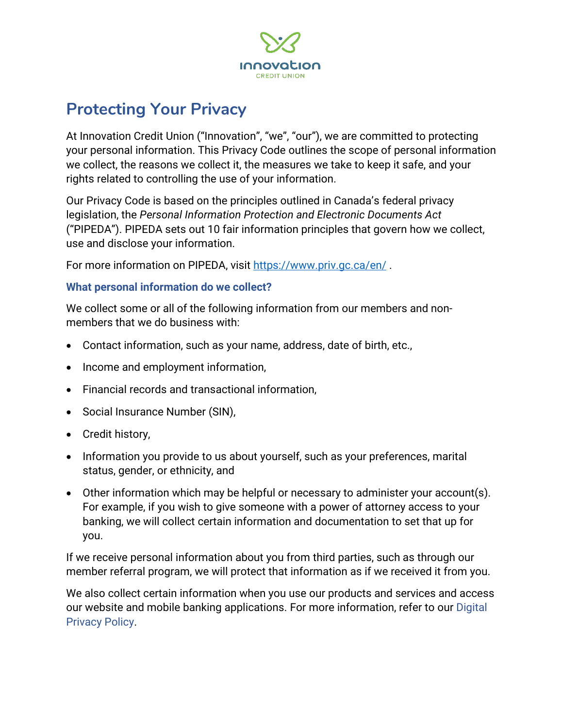# Protecting Your Privacy

At Innovation Credit Union ("Innovation", "we", "our"), we are committed to protecting your personal information. This Privacy Code outlines the scope of personal information we collect, the reasons we collect it, the measures we take to keep it safe, and your rights related to controlling the use of your information.

Our Privacy Code is based on the principles outlined in Canada's federal privacy legislation, the *Personal Information Protection and Electronic Documents Act* ("PIPEDA"). PIPEDA sets out 10 fair information principles that govern how we collect, use and disclose your information.

For more information on PIPEDA, visit [https://www.priv.gc.ca/en/](https://www.priv.gc.ca/en/) .

### What personal information do we collect?

We collect some or all of the following information from our members and non-members that we do business with:

- Contact information, such as your name, address, date of birth, etc.,
- Income and employment information,
- Financial records and transactional information,
- Social Insurance Number (SIN),
- Credit history,
- Information you provide to us about yourself, such as your preferences, marital status, gender, or ethnicity, and
- Other information which may be helpful or necessary to administer your account(s). For example, if you wish to give someone with a power of attorney access to your banking, we will collect certain information and documentation to set that up for you.

If we receive personal information about you from third parties, such as through our member referral program, we will protect that information as if we received it from you.

We also collect certain information when you use our products and services and access our website and mobile banking applications. For more information, refer to our Digital Privacy Policy.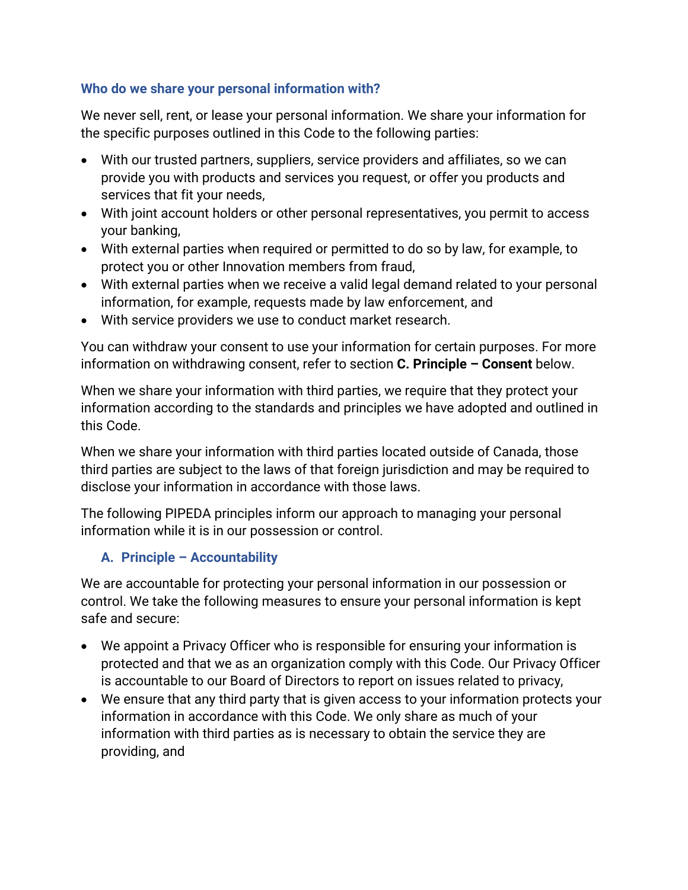### Who do we share your personal information with?

We never sell, rent, or lease your personal information. We share your information for the specific purposes outlined in this Code to the following parties:

- With our trusted partners, suppliers, service providers and affiliates, so we can provide you with products and services you request, or offer you products and services that fit your needs,
- With joint account holders or other personal representatives, you permit to access your banking,
- With external parties when required or permitted to do so by law, for example, to protect you or other Innovation members from fraud,
- With external parties when we receive a valid legal demand related to your personal information, for example, requests made by law enforcement, and
- With service providers we use to conduct market research.

You can withdraw your consent to use your information for certain purposes. For more information on withdrawing consent, refer to section **C. Principle – Consent** below.

When we share your information with third parties, we require that they protect your information according to the standards and principles we have adopted and outlined in this Code.

When we share your information with third parties located outside of Canada, those third parties are subject to the laws of that foreign jurisdiction and may be required to disclose your information in accordance with those laws.

The following PIPEDA principles inform our approach to managing your personal information while it is in our possession or control.

#### A. Principle – Accountability

We are accountable for protecting your personal information in our possession or control. We take the following measures to ensure your personal information is kept safe and secure:

- We appoint a Privacy Officer who is responsible for ensuring your information is protected and that we as an organization comply with this Code. Our Privacy Officer is accountable to our Board of Directors to report on issues related to privacy,
- We ensure that any third party that is given access to your information protects your information in accordance with this Code. We only share as much of your information with third parties as is necessary to obtain the service they are providing, and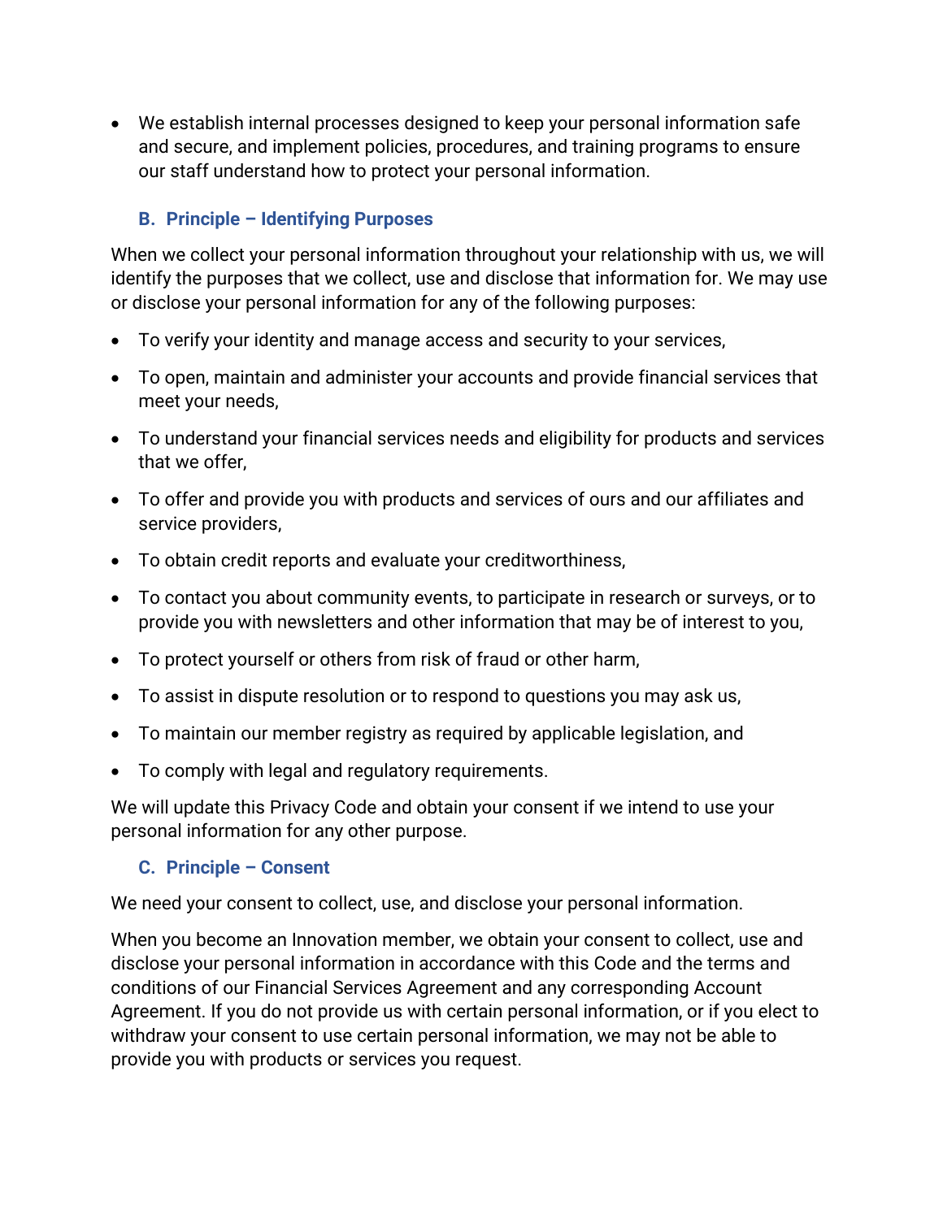- We establish internal processes designed to keep your personal information safe and secure, and implement policies, procedures, and training programs to ensure our staff understand how to protect your personal information.

### B. Principle – Identifying Purposes

When we collect your personal information throughout your relationship with us, we will identify the purposes that we collect, use and disclose that information for. We may use or disclose your personal information for any of the following purposes:

- To verify your identity and manage access and security to your services,
- To open, maintain and administer your accounts and provide financial services that meet your needs,
- To understand your financial services needs and eligibility for products and services that we offer,
- To offer and provide you with products and services of ours and our affiliates and service providers,
- To obtain credit reports and evaluate your creditworthiness,
- To contact you about community events, to participate in research or surveys, or to provide you with newsletters and other information that may be of interest to you,
- To protect yourself or others from risk of fraud or other harm,
- To assist in dispute resolution or to respond to questions you may ask us,
- To maintain our member registry as required by applicable legislation, and
- To comply with legal and regulatory requirements.

We will update this Privacy Code and obtain your consent if we intend to use your personal information for any other purpose.

### C. Principle – Consent

We need your consent to collect, use, and disclose your personal information.

When you become an Innovation member, we obtain your consent to collect, use and disclose your personal information in accordance with this Code and the terms and conditions of our Financial Services Agreement and any corresponding Account Agreement. If you do not provide us with certain personal information, or if you elect to withdraw your consent to use certain personal information, we may not be able to provide you with products or services you request.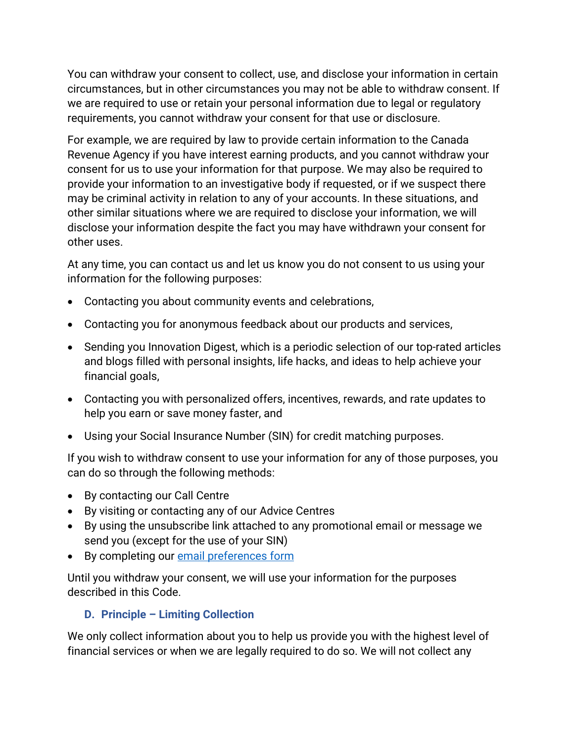You can withdraw your consent to collect, use, and disclose your information in certain circumstances, but in other circumstances you may not be able to withdraw consent. If we are required to use or retain your personal information due to legal or regulatory requirements, you cannot withdraw your consent for that use or disclosure.

For example, we are required by law to provide certain information to the Canada Revenue Agency if you have interest earning products, and you cannot withdraw your consent for us to use your information for that purpose. We may also be required to provide your information to an investigative body if requested, or if we suspect there may be criminal activity in relation to any of your accounts. In these situations, and other similar situations where we are required to disclose your information, we will disclose your information despite the fact you may have withdrawn your consent for other uses.

At any time, you can contact us and let us know you do not consent to us using your information for the following purposes:

- Contacting you about community events and celebrations,
- Contacting you for anonymous feedback about our products and services,
- Sending you Innovation Digest, which is a periodic selection of our top-rated articles and blogs filled with personal insights, life hacks, and ideas to help achieve your financial goals,
- Contacting you with personalized offers, incentives, rewards, and rate updates to help you earn or save money faster, and
- Using your Social Insurance Number (SIN) for credit matching purposes.

If you wish to withdraw consent to use your information for any of those purposes, you can do so through the following methods:

- By contacting our Call Centre
- By visiting or contacting any of our Advice Centres
- By using the unsubscribe link attached to any promotional email or message we send you (except for the use of your SIN)
- By completing our email preferences form

Until you withdraw your consent, we will use your information for the purposes described in this Code.

### D. Principle – Limiting Collection

We only collect information about you to help us provide you with the highest level of financial services or when we are legally required to do so. We will not collect any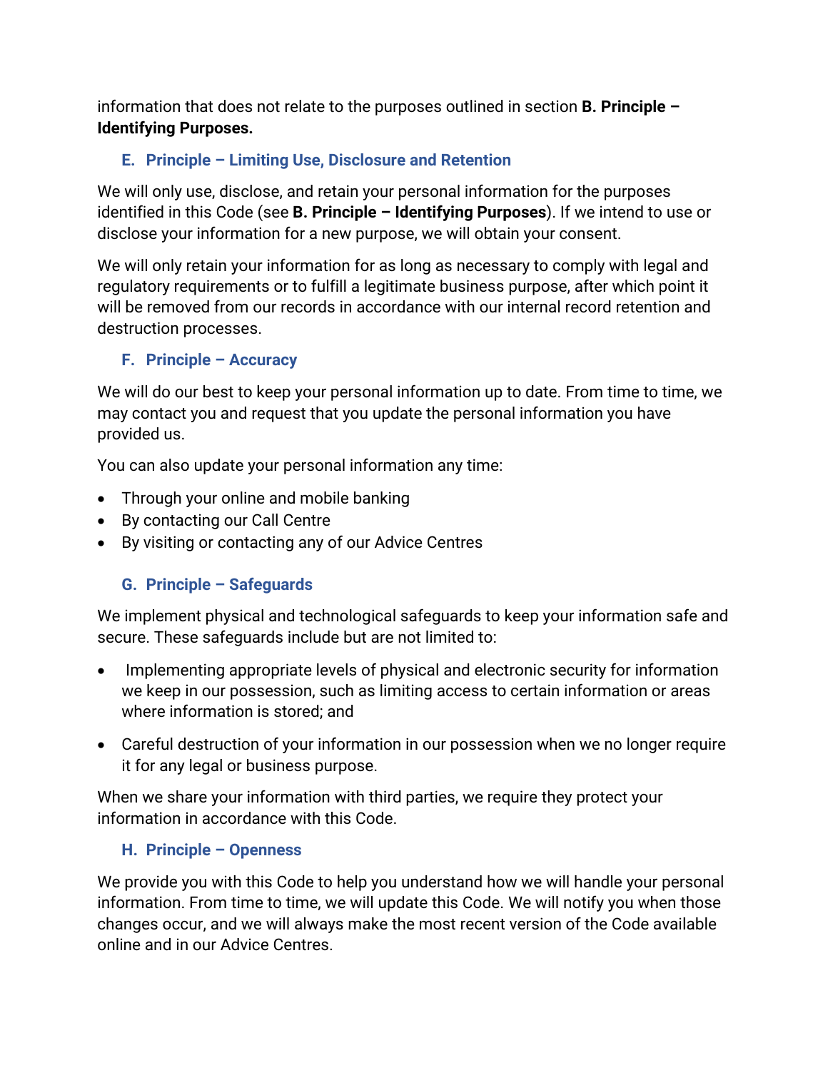information that does not relate to the purposes outlined in section **B. Principle – Identifying Purposes.**

### E. Principle – Limiting Use, Disclosure and Retention

We will only use, disclose, and retain your personal information for the purposes identified in this Code (see **B. Principle – Identifying Purposes**). If we intend to use or disclose your information for a new purpose, we will obtain your consent.

We will only retain your information for as long as necessary to comply with legal and regulatory requirements or to fulfill a legitimate business purpose, after which point it will be removed from our records in accordance with our internal record retention and destruction processes.

### F. Principle – Accuracy

We will do our best to keep your personal information up to date. From time to time, we may contact you and request that you update the personal information you have provided us.

You can also update your personal information any time:

- Through your online and mobile banking
- By contacting our Call Centre
- By visiting or contacting any of our Advice Centres

### G. Principle – Safeguards

We implement physical and technological safeguards to keep your information safe and secure. These safeguards include but are not limited to:

- Implementing appropriate levels of physical and electronic security for information we keep in our possession, such as limiting access to certain information or areas where information is stored; and
- Careful destruction of your information in our possession when we no longer require it for any legal or business purpose.

When we share your information with third parties, we require they protect your information in accordance with this Code.

### H. Principle – Openness

We provide you with this Code to help you understand how we will handle your personal information. From time to time, we will update this Code. We will notify you when those changes occur, and we will always make the most recent version of the Code available online and in our Advice Centres.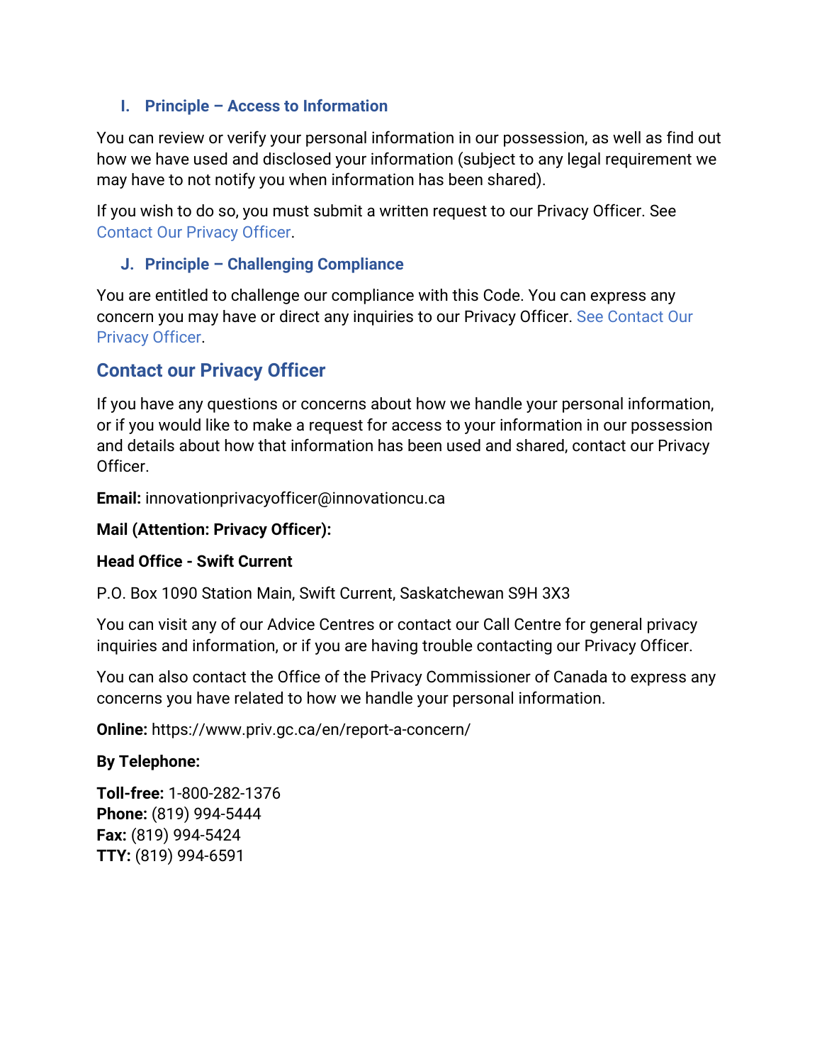### I. Principle – Access to Information

You can review or verify your personal information in our possession, as well as find out how we have used and disclosed your information (subject to any legal requirement we may have to not notify you when information has been shared).

If you wish to do so, you must submit a written request to our Privacy Officer. See Contact Our Privacy Officer.

### J. Principle – Challenging Compliance

You are entitled to challenge our compliance with this Code. You can express any concern you may have or direct any inquiries to our Privacy Officer. See Contact Our Privacy Officer.

## Contact our Privacy Officer

If you have any questions or concerns about how we handle your personal information, or if you would like to make a request for access to your information in our possession and details about how that information has been used and shared, contact our Privacy Officer.

**Email:** innovationprivacyofficer@innovationcu.ca

**Mail (Attention: Privacy Officer):**

**Head Office - Swift Current**

P.O. Box 1090 Station Main, Swift Current, Saskatchewan S9H 3X3

You can visit any of our Advice Centres or contact our Call Centre for general privacy inquiries and information, or if you are having trouble contacting our Privacy Officer.

You can also contact the Office of the Privacy Commissioner of Canada to express any concerns you have related to how we handle your personal information.

**Online:** https://www.priv.gc.ca/en/report-a-concern/

**By Telephone:**

**Toll-free:** 1-800-282-1376
**Phone:** (819) 994-5444
**Fax:** (819) 994-5424
**TTY:** (819) 994-6591